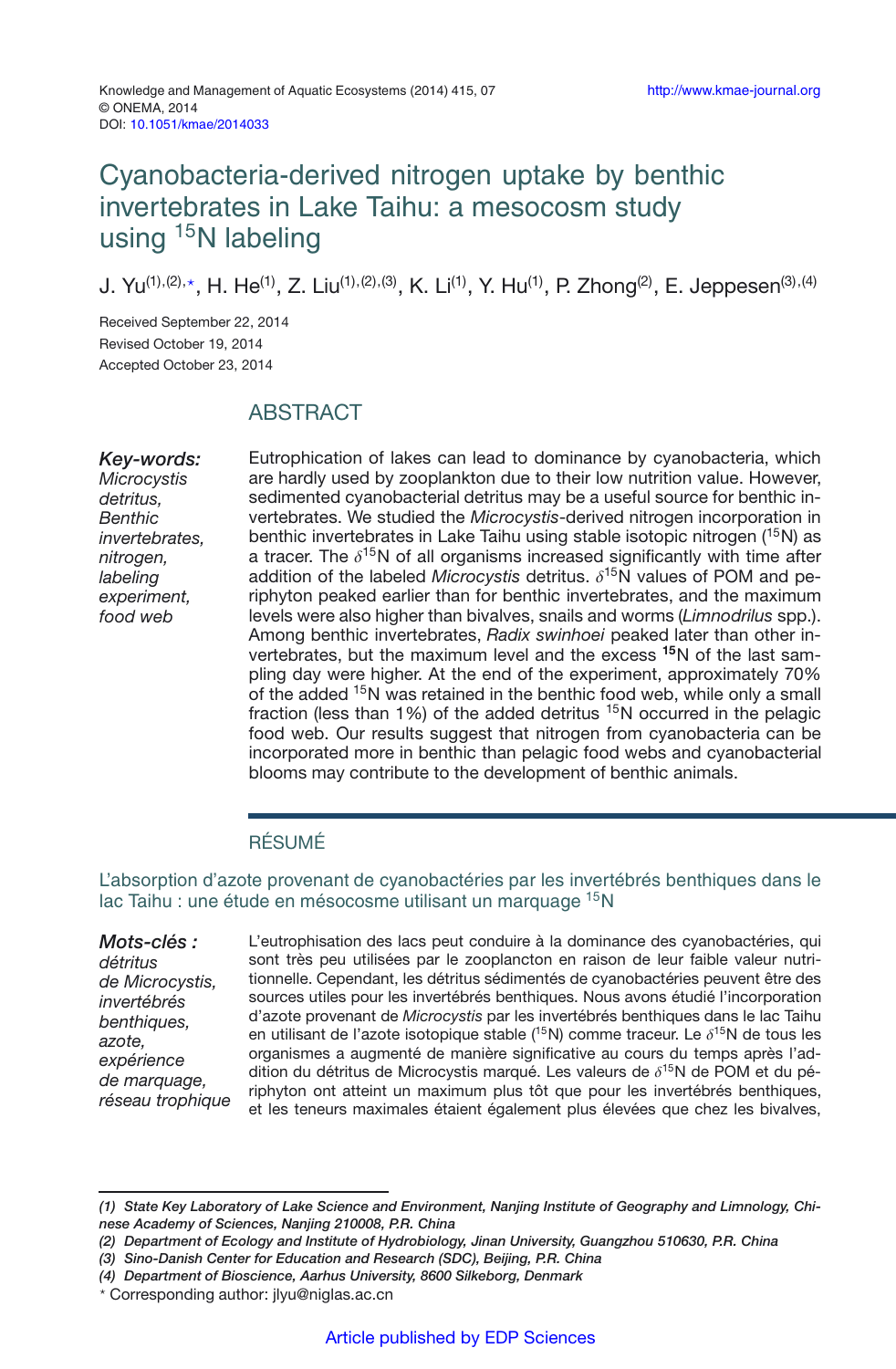# Cyanobacteria-derived nitrogen uptake by benthic invertebrates in Lake Taihu: a mesocosm study using $^{15}$N labeling

J. Yu[(1),(2),*], H. He[(1)], Z. Liu[(1),(2),(3)], K. Li[(1)], Y. Hu[(1)], P. Zhong[(2)], E. Jeppesen[(3),(4)]

Received September 22, 2014
Revised October 19, 2014
Accepted October 23, 2014

## ABSTRACT

***Key-words:*** *Microcystis detritus, Benthic invertebrates, nitrogen, labeling experiment, food web*

Eutrophication of lakes can lead to dominance by cyanobacteria, which are hardly used by zooplankton due to their low nutrition value. However, sedimented cyanobacterial detritus may be a useful source for benthic invertebrates. We studied the *Microcystis*-derived nitrogen incorporation in benthic invertebrates in Lake Taihu using stable isotopic nitrogen ($^{15}$N) as a tracer. The $\delta^{15}$N of all organisms increased significantly with time after addition of the labeled *Microcystis* detritus. $\delta^{15}$N values of POM and periphyton peaked earlier than for benthic invertebrates, and the maximum levels were also higher than bivalves, snails and worms (*Limnodrilus* spp.). Among benthic invertebrates, *Radix swinhoei* peaked later than other invertebrates, but the maximum level and the excess $^{15}$N of the last sampling day were higher. At the end of the experiment, approximately 70% of the added $^{15}$N was retained in the benthic food web, while only a small fraction (less than 1%) of the added detritus $^{15}$N occurred in the pelagic food web. Our results suggest that nitrogen from cyanobacteria can be incorporated more in benthic than pelagic food webs and cyanobacterial blooms may contribute to the development of benthic animals.

## RÉSUMÉ

### L'absorption d'azote provenant de cyanobactéries par les invertébrés benthiques dans le lac Taihu : une étude en mésocosme utilisant un marquage $^{15}$N

***Mots-clés :*** *détritus de Microcystis, invertébrés benthiques, azote, expérience de marquage, réseau trophique*

L'eutrophisation des lacs peut conduire à la dominance des cyanobactéries, qui sont très peu utilisées par le zooplancton en raison de leur faible valeur nutritionnelle. Cependant, les détritus sédimentés de cyanobactéries peuvent être des sources utiles pour les invertébrés benthiques. Nous avons étudié l'incorporation d'azote provenant de *Microcystis* par les invertébrés benthiques dans le lac Taihu en utilisant de l'azote isotopique stable ($^{15}$N) comme traceur. Le $\delta^{15}$N de tous les organismes a augmenté de manière significative au cours du temps après l'addition du détritus de Microcystis marqué. Les valeurs de $\delta^{15}$N de POM et du périphyton ont atteint un maximum plus tôt que pour les invertébrés benthiques, et les teneurs maximales étaient également plus élevées que chez les bivalves,

---

*(1) State Key Laboratory of Lake Science and Environment, Nanjing Institute of Geography and Limnology, Chinese Academy of Sciences, Nanjing 210008, P.R. China*
*(2) Department of Ecology and Institute of Hydrobiology, Jinan University, Guangzhou 510630, P.R. China*
*(3) Sino-Danish Center for Education and Research (SDC), Beijing, P.R. China*
*(4) Department of Bioscience, Aarhus University, 8600 Silkeborg, Denmark*
* Corresponding author: jlyu@niglas.ac.cn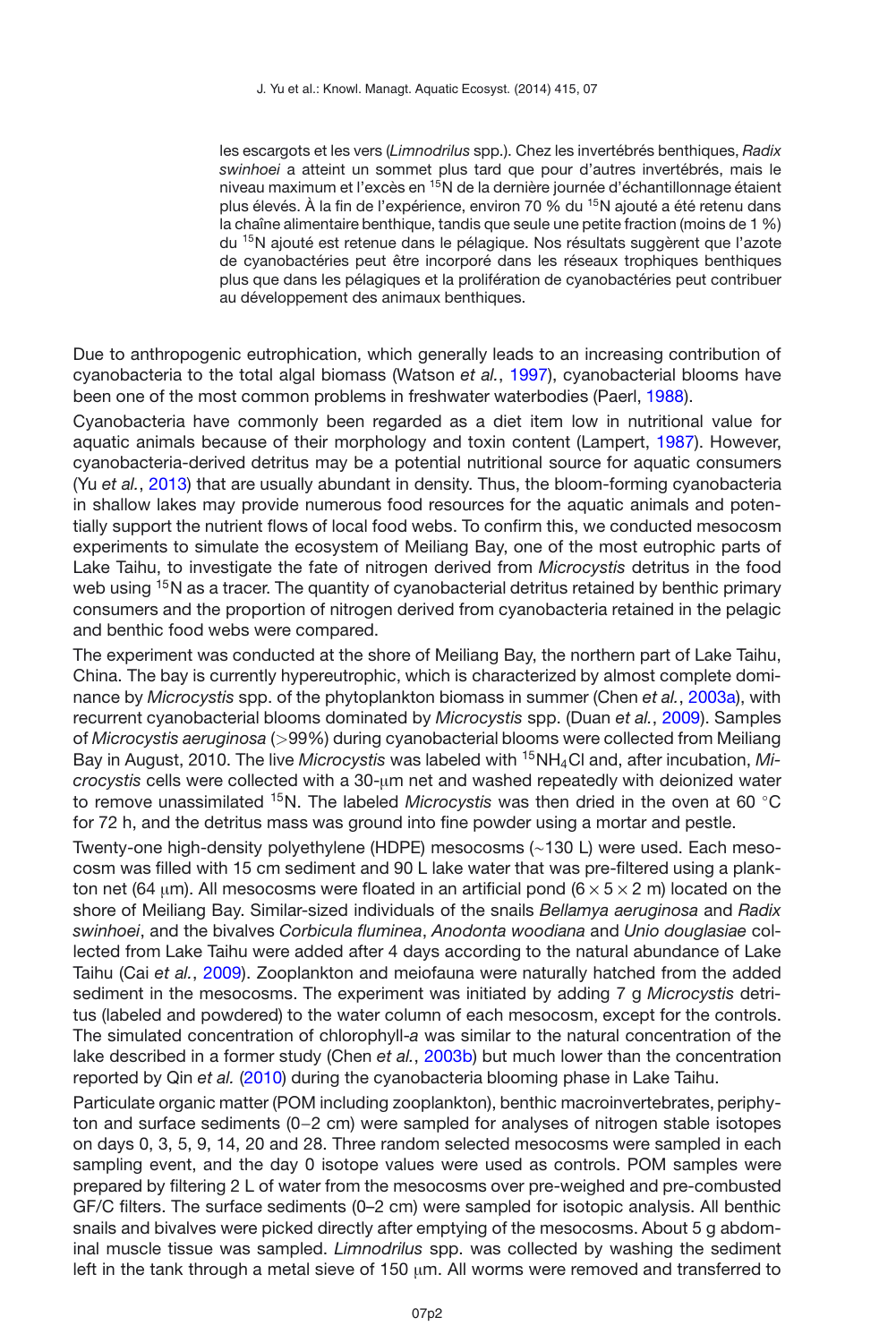les escargots et les vers (*Limnodrilus* spp.). Chez les invertébrés benthiques, *Radix swinhoei* a atteint un sommet plus tard que pour d'autres invertébrés, mais le niveau maximum et l'excès en $^{15}$N de la dernière journée d'échantillonnage étaient plus élevés. À la fin de l'expérience, environ 70 % du $^{15}$N ajouté a été retenu dans la chaîne alimentaire benthique, tandis que seule une petite fraction (moins de 1 %) du $^{15}$N ajouté est retenue dans le pélagique. Nos résultats suggèrent que l'azote de cyanobactéries peut être incorporé dans les réseaux trophiques benthiques plus que dans les pélagiques et la prolifération de cyanobactéries peut contribuer au développement des animaux benthiques.

Due to anthropogenic eutrophication, which generally leads to an increasing contribution of cyanobacteria to the total algal biomass (Watson *et al.*, 1997), cyanobacterial blooms have been one of the most common problems in freshwater waterbodies (Paerl, 1988).

Cyanobacteria have commonly been regarded as a diet item low in nutritional value for aquatic animals because of their morphology and toxin content (Lampert, 1987). However, cyanobacteria-derived detritus may be a potential nutritional source for aquatic consumers (Yu *et al.*, 2013) that are usually abundant in density. Thus, the bloom-forming cyanobacteria in shallow lakes may provide numerous food resources for the aquatic animals and potentially support the nutrient flows of local food webs. To confirm this, we conducted mesocosm experiments to simulate the ecosystem of Meiliang Bay, one of the most eutrophic parts of Lake Taihu, to investigate the fate of nitrogen derived from *Microcystis* detritus in the food web using $^{15}$N as a tracer. The quantity of cyanobacterial detritus retained by benthic primary consumers and the proportion of nitrogen derived from cyanobacteria retained in the pelagic and benthic food webs were compared.

The experiment was conducted at the shore of Meiliang Bay, the northern part of Lake Taihu, China. The bay is currently hypereutrophic, which is characterized by almost complete dominance by *Microcystis* spp. of the phytoplankton biomass in summer (Chen *et al.*, 2003a), with recurrent cyanobacterial blooms dominated by *Microcystis* spp. (Duan *et al.*, 2009). Samples of *Microcystis aeruginosa* (>99%) during cyanobacterial blooms were collected from Meiliang Bay in August, 2010. The live *Microcystis* was labeled with $^{15}NH_4Cl$ and, after incubation, *Microcystis* cells were collected with a 30-μm net and washed repeatedly with deionized water to remove unassimilated $^{15}$N. The labeled *Microcystis* was then dried in the oven at 60 °C for 72 h, and the detritus mass was ground into fine powder using a mortar and pestle.

Twenty-one high-density polyethylene (HDPE) mesocosms (~130 L) were used. Each mesocosm was filled with 15 cm sediment and 90 L lake water that was pre-filtered using a plankton net (64 μm). All mesocosms were floated in an artificial pond (6 × 5 × 2 m) located on the shore of Meiliang Bay. Similar-sized individuals of the snails *Bellamya aeruginosa* and *Radix swinhoei*, and the bivalves *Corbicula fluminea*, *Anodonta woodiana* and *Unio douglasiae* collected from Lake Taihu were added after 4 days according to the natural abundance of Lake Taihu (Cai *et al.*, 2009). Zooplankton and meiofauna were naturally hatched from the added sediment in the mesocosms. The experiment was initiated by adding 7 g *Microcystis* detritus (labeled and powdered) to the water column of each mesocosm, except for the controls. The simulated concentration of chlorophyll-*a* was similar to the natural concentration of the lake described in a former study (Chen *et al.*, 2003b) but much lower than the concentration reported by Qin *et al.* (2010) during the cyanobacteria blooming phase in Lake Taihu.

Particulate organic matter (POM including zooplankton), benthic macroinvertebrates, periphyton and surface sediments (0–2 cm) were sampled for analyses of nitrogen stable isotopes on days 0, 3, 5, 9, 14, 20 and 28. Three random selected mesocosms were sampled in each sampling event, and the day 0 isotope values were used as controls. POM samples were prepared by filtering 2 L of water from the mesocosms over pre-weighed and pre-combusted GF/C filters. The surface sediments (0–2 cm) were sampled for isotopic analysis. All benthic snails and bivalves were picked directly after emptying of the mesocosms. About 5 g abdominal muscle tissue was sampled. *Limnodrilus* spp. was collected by washing the sediment left in the tank through a metal sieve of 150 μm. All worms were removed and transferred to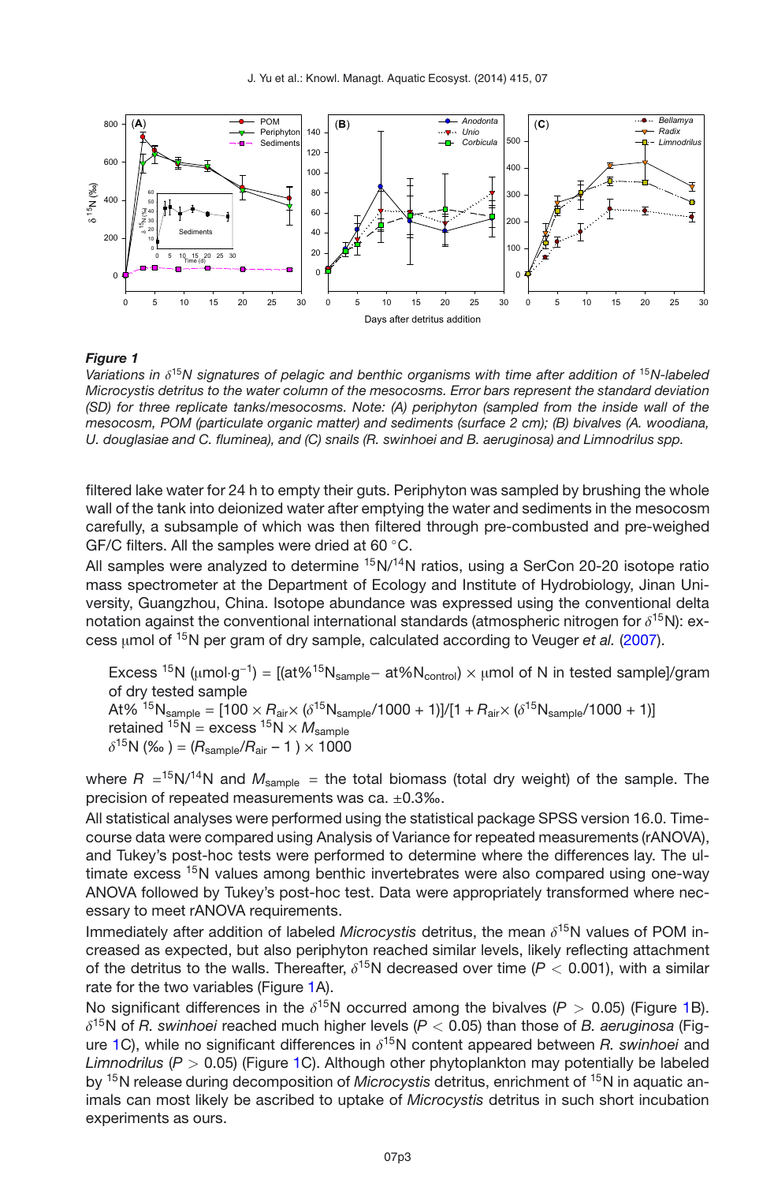*Figure 1*

*Variations in $\delta^{15}N$ signatures of pelagic and benthic organisms with time after addition of $^{15}N$-labeled Microcystis detritus to the water column of the mesocosms. Error bars represent the standard deviation (SD) for three replicate tanks/mesocosms. Note: (A) periphyton (sampled from the inside wall of the mesocosm, POM (particulate organic matter) and sediments (surface 2 cm); (B) bivalves (A. woodiana, U. douglasiae and C. fluminea), and (C) snails (R. swinhoei and B. aeruginosa) and Limnodrilus spp.*

filtered lake water for 24 h to empty their guts. Periphyton was sampled by brushing the whole wall of the tank into deionized water after emptying the water and sediments in the mesocosm carefully, a subsample of which was then filtered through pre-combusted and pre-weighed GF/C filters. All the samples were dried at 60 °C.

All samples were analyzed to determine $^{15}N/^{14}N$ ratios, using a SerCon 20-20 isotope ratio mass spectrometer at the Department of Ecology and Institute of Hydrobiology, Jinan University, Guangzhou, China. Isotope abundance was expressed using the conventional delta notation against the conventional international standards (atmospheric nitrogen for $\delta^{15}N$): excess μmol of $^{15}N$ per gram of dry sample, calculated according to Veuger *et al.* (2007).

Excess $^{15}N$ ($\mu mol \cdot g^{-1}$) = $[(at\%^{15}N_{sample} - at\%N_{control}) \times \mu mol$ of N in tested sample]/gram of dry tested sample

$$At\%\ ^{15}N_{sample} = [100 \times R_{air} \times (\delta^{15}N_{sample}/1000 + 1)]/[1 + R_{air} \times (\delta^{15}N_{sample}/1000 + 1)]$$

$$\text{retained } ^{15}N = \text{excess } ^{15}N \times M_{sample}$$

$$\delta^{15}N\ (‰) = (R_{sample}/R_{air} - 1) \times 1000$$

where $R = {}^{15}N/{}^{14}N$ and $M_{sample}$ = the total biomass (total dry weight) of the sample. The precision of repeated measurements was ca. ±0.3‰.

All statistical analyses were performed using the statistical package SPSS version 16.0. Time-course data were compared using Analysis of Variance for repeated measurements (rANOVA), and Tukey's post-hoc tests were performed to determine where the differences lay. The ultimate excess $^{15}N$ values among benthic invertebrates were also compared using one-way ANOVA followed by Tukey's post-hoc test. Data were appropriately transformed where necessary to meet rANOVA requirements.

Immediately after addition of labeled *Microcystis* detritus, the mean $\delta^{15}N$ values of POM increased as expected, but also periphyton reached similar levels, likely reflecting attachment of the detritus to the walls. Thereafter, $\delta^{15}N$ decreased over time ($P < 0.001$), with a similar rate for the two variables (Figure 1A).

No significant differences in the $\delta^{15}N$ occurred among the bivalves ($P > 0.05$) (Figure 1B). $\delta^{15}N$ of *R. swinhoei* reached much higher levels ($P < 0.05$) than those of *B. aeruginosa* (Figure 1C), while no significant differences in $\delta^{15}N$ content appeared between *R. swinhoei* and *Limnodrilus* ($P > 0.05$) (Figure 1C). Although other phytoplankton may potentially be labeled by $^{15}N$ release during decomposition of *Microcystis* detritus, enrichment of $^{15}N$ in aquatic animals can most likely be ascribed to uptake of *Microcystis* detritus in such short incubation experiments as ours.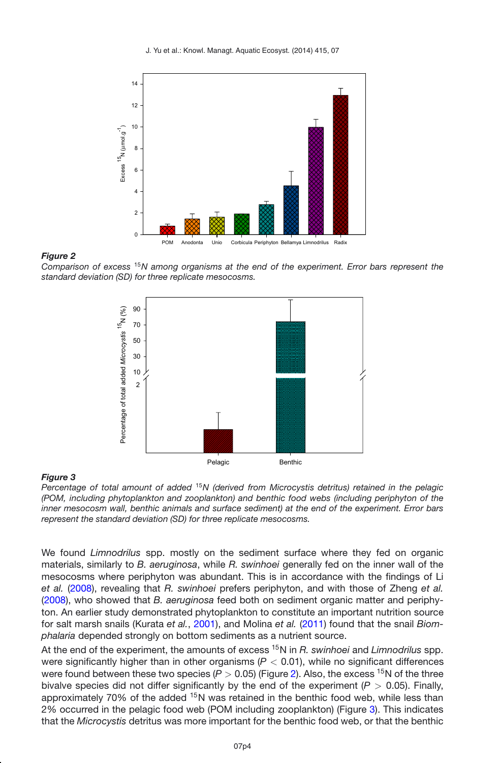**Figure 2**
*Comparison of excess $^{15}N$ among organisms at the end of the experiment. Error bars represent the standard deviation (SD) for three replicate mesocosms.*

**Figure 3**
*Percentage of total amount of added $^{15}N$ (derived from Microcystis detritus) retained in the pelagic (POM, including phytoplankton and zooplankton) and benthic food webs (including periphyton of the inner mesocosm wall, benthic animals and surface sediment) at the end of the experiment. Error bars represent the standard deviation (SD) for three replicate mesocosms.*

We found *Limnodrilus* spp. mostly on the sediment surface where they fed on organic materials, similarly to *B. aeruginosa*, while *R. swinhoei* generally fed on the inner wall of the mesocosms where periphyton was abundant. This is in accordance with the findings of Li *et al.* (2008), revealing that *R. swinhoei* prefers periphyton, and with those of Zheng *et al.* (2008), who showed that *B. aeruginosa* feed both on sediment organic matter and periphyton. An earlier study demonstrated phytoplankton to constitute an important nutrition source for salt marsh snails (Kurata *et al.*, 2001), and Molina *et al.* (2011) found that the snail *Biomphalaria* depended strongly on bottom sediments as a nutrient source.

At the end of the experiment, the amounts of excess $^{15}N$ in *R. swinhoei* and *Limnodrilus* spp. were significantly higher than in other organisms ($P < 0.01$), while no significant differences were found between these two species ($P > 0.05$) (Figure 2). Also, the excess $^{15}N$ of the three bivalve species did not differ significantly by the end of the experiment ($P > 0.05$). Finally, approximately 70% of the added $^{15}N$ was retained in the benthic food web, while less than 2% occurred in the pelagic food web (POM including zooplankton) (Figure 3). This indicates that the *Microcystis* detritus was more important for the benthic food web, or that the benthic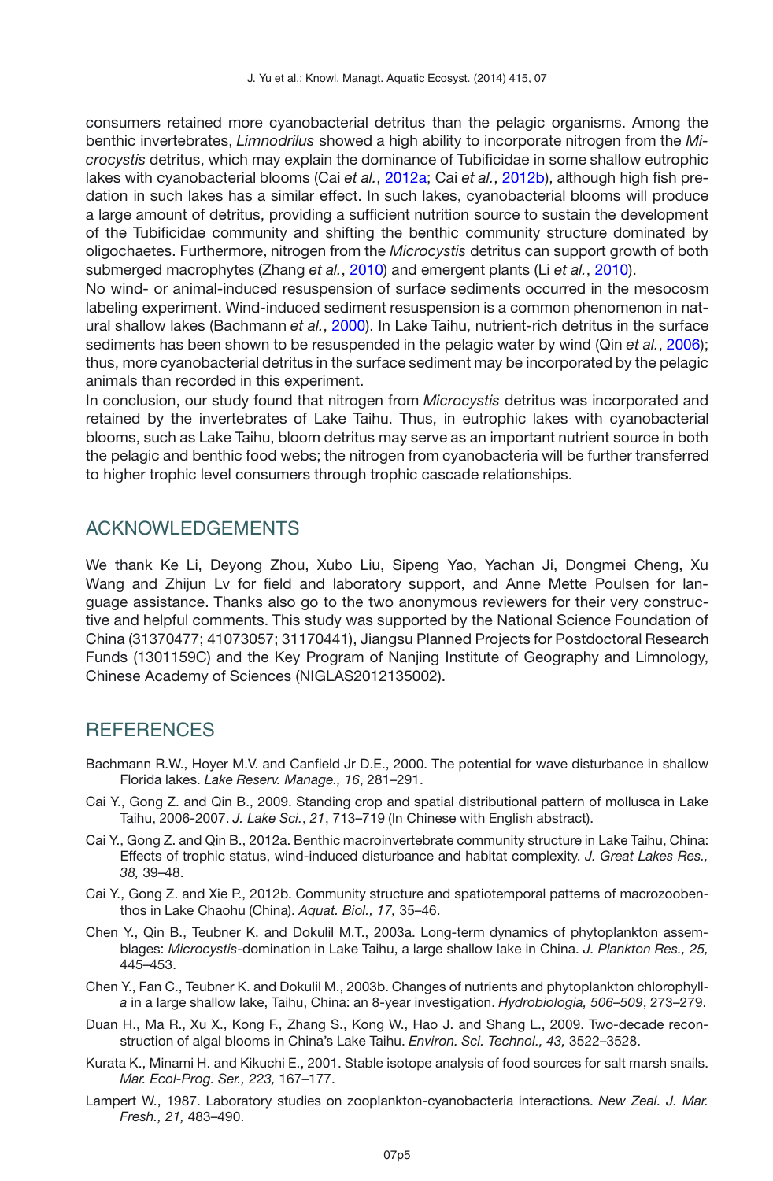consumers retained more cyanobacterial detritus than the pelagic organisms. Among the benthic invertebrates, *Limnodrilus* showed a high ability to incorporate nitrogen from the *Microcystis* detritus, which may explain the dominance of Tubificidae in some shallow eutrophic lakes with cyanobacterial blooms (Cai *et al.*, 2012a; Cai *et al.*, 2012b), although high fish predation in such lakes has a similar effect. In such lakes, cyanobacterial blooms will produce a large amount of detritus, providing a sufficient nutrition source to sustain the development of the Tubificidae community and shifting the benthic community structure dominated by oligochaetes. Furthermore, nitrogen from the *Microcystis* detritus can support growth of both submerged macrophytes (Zhang *et al.*, 2010) and emergent plants (Li *et al.*, 2010).

No wind- or animal-induced resuspension of surface sediments occurred in the mesocosm labeling experiment. Wind-induced sediment resuspension is a common phenomenon in natural shallow lakes (Bachmann *et al.*, 2000). In Lake Taihu, nutrient-rich detritus in the surface sediments has been shown to be resuspended in the pelagic water by wind (Qin *et al.*, 2006); thus, more cyanobacterial detritus in the surface sediment may be incorporated by the pelagic animals than recorded in this experiment.

In conclusion, our study found that nitrogen from *Microcystis* detritus was incorporated and retained by the invertebrates of Lake Taihu. Thus, in eutrophic lakes with cyanobacterial blooms, such as Lake Taihu, bloom detritus may serve as an important nutrient source in both the pelagic and benthic food webs; the nitrogen from cyanobacteria will be further transferred to higher trophic level consumers through trophic cascade relationships.

## ACKNOWLEDGEMENTS

We thank Ke Li, Deyong Zhou, Xubo Liu, Sipeng Yao, Yachan Ji, Dongmei Cheng, Xu Wang and Zhijun Lv for field and laboratory support, and Anne Mette Poulsen for language assistance. Thanks also go to the two anonymous reviewers for their very constructive and helpful comments. This study was supported by the National Science Foundation of China (31370477; 41073057; 31170441), Jiangsu Planned Projects for Postdoctoral Research Funds (1301159C) and the Key Program of Nanjing Institute of Geography and Limnology, Chinese Academy of Sciences (NIGLAS2012135002).

## REFERENCES

Bachmann R.W., Hoyer M.V. and Canfield Jr D.E., 2000. The potential for wave disturbance in shallow Florida lakes. *Lake Reserv. Manage., 16*, 281–291.

Cai Y., Gong Z. and Qin B., 2009. Standing crop and spatial distributional pattern of mollusca in Lake Taihu, 2006-2007. *J. Lake Sci.*, *21*, 713–719 (In Chinese with English abstract).

Cai Y., Gong Z. and Qin B., 2012a. Benthic macroinvertebrate community structure in Lake Taihu, China: Effects of trophic status, wind-induced disturbance and habitat complexity. *J. Great Lakes Res., 38,* 39–48.

Cai Y., Gong Z. and Xie P., 2012b. Community structure and spatiotemporal patterns of macrozoobenthos in Lake Chaohu (China). *Aquat. Biol., 17,* 35–46.

Chen Y., Qin B., Teubner K. and Dokulil M.T., 2003a. Long-term dynamics of phytoplankton assemblages: *Microcystis*-domination in Lake Taihu, a large shallow lake in China. *J. Plankton Res., 25,* 445–453.

Chen Y., Fan C., Teubner K. and Dokulil M., 2003b. Changes of nutrients and phytoplankton chlorophyll-*a* in a large shallow lake, Taihu, China: an 8-year investigation. *Hydrobiologia, 506–509*, 273–279.

Duan H., Ma R., Xu X., Kong F., Zhang S., Kong W., Hao J. and Shang L., 2009. Two-decade reconstruction of algal blooms in China's Lake Taihu. *Environ. Sci. Technol., 43,* 3522–3528.

Kurata K., Minami H. and Kikuchi E., 2001. Stable isotope analysis of food sources for salt marsh snails. *Mar. Ecol-Prog. Ser., 223,* 167–177.

Lampert W., 1987. Laboratory studies on zooplankton-cyanobacteria interactions. *New Zeal. J. Mar. Fresh., 21,* 483–490.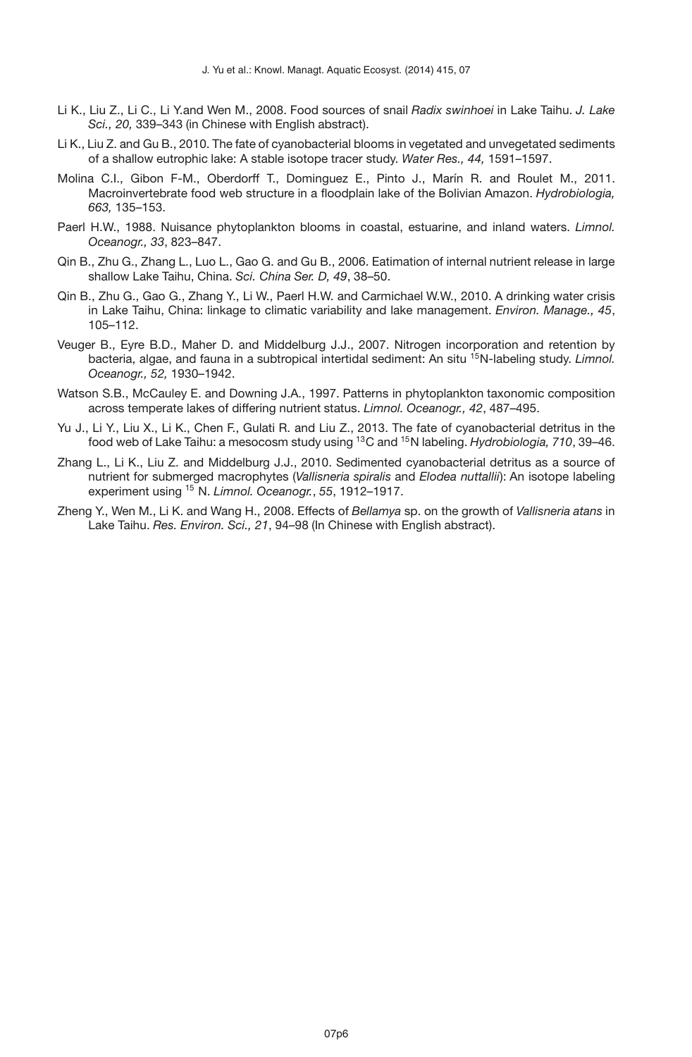Li K., Liu Z., Li C., Li Y.and Wen M., 2008. Food sources of snail *Radix swinhoei* in Lake Taihu. *J. Lake Sci., 20,* 339–343 (in Chinese with English abstract).

Li K., Liu Z. and Gu B., 2010. The fate of cyanobacterial blooms in vegetated and unvegetated sediments of a shallow eutrophic lake: A stable isotope tracer study. *Water Res., 44,* 1591–1597.

Molina C.I., Gibon F-M., Oberdorff T., Dominguez E., Pinto J., Marín R. and Roulet M., 2011. Macroinvertebrate food web structure in a floodplain lake of the Bolivian Amazon. *Hydrobiologia, 663,* 135–153.

Paerl H.W., 1988. Nuisance phytoplankton blooms in coastal, estuarine, and inland waters. *Limnol. Oceanogr., 33*, 823–847.

Qin B., Zhu G., Zhang L., Luo L., Gao G. and Gu B., 2006. Eatimation of internal nutrient release in large shallow Lake Taihu, China. *Sci. China Ser. D, 49*, 38–50.

Qin B., Zhu G., Gao G., Zhang Y., Li W., Paerl H.W. and Carmichael W.W., 2010. A drinking water crisis in Lake Taihu, China: linkage to climatic variability and lake management. *Environ. Manage., 45*, 105–112.

Veuger B., Eyre B.D., Maher D. and Middelburg J.J., 2007. Nitrogen incorporation and retention by bacteria, algae, and fauna in a subtropical intertidal sediment: An situ $^{15}$N-labeling study. *Limnol. Oceanogr., 52,* 1930–1942.

Watson S.B., McCauley E. and Downing J.A., 1997. Patterns in phytoplankton taxonomic composition across temperate lakes of differing nutrient status. *Limnol. Oceanogr., 42*, 487–495.

Yu J., Li Y., Liu X., Li K., Chen F., Gulati R. and Liu Z., 2013. The fate of cyanobacterial detritus in the food web of Lake Taihu: a mesocosm study using $^{13}$C and $^{15}$N labeling. *Hydrobiologia, 710*, 39–46.

Zhang L., Li K., Liu Z. and Middelburg J.J., 2010. Sedimented cyanobacterial detritus as a source of nutrient for submerged macrophytes (*Vallisneria spiralis* and *Elodea nuttallii*): An isotope labeling experiment using $^{15}$ N. *Limnol. Oceanogr.*, *55*, 1912–1917.

Zheng Y., Wen M., Li K. and Wang H., 2008. Effects of *Bellamya* sp. on the growth of *Vallisneria atans* in Lake Taihu. *Res. Environ. Sci., 21*, 94–98 (In Chinese with English abstract).